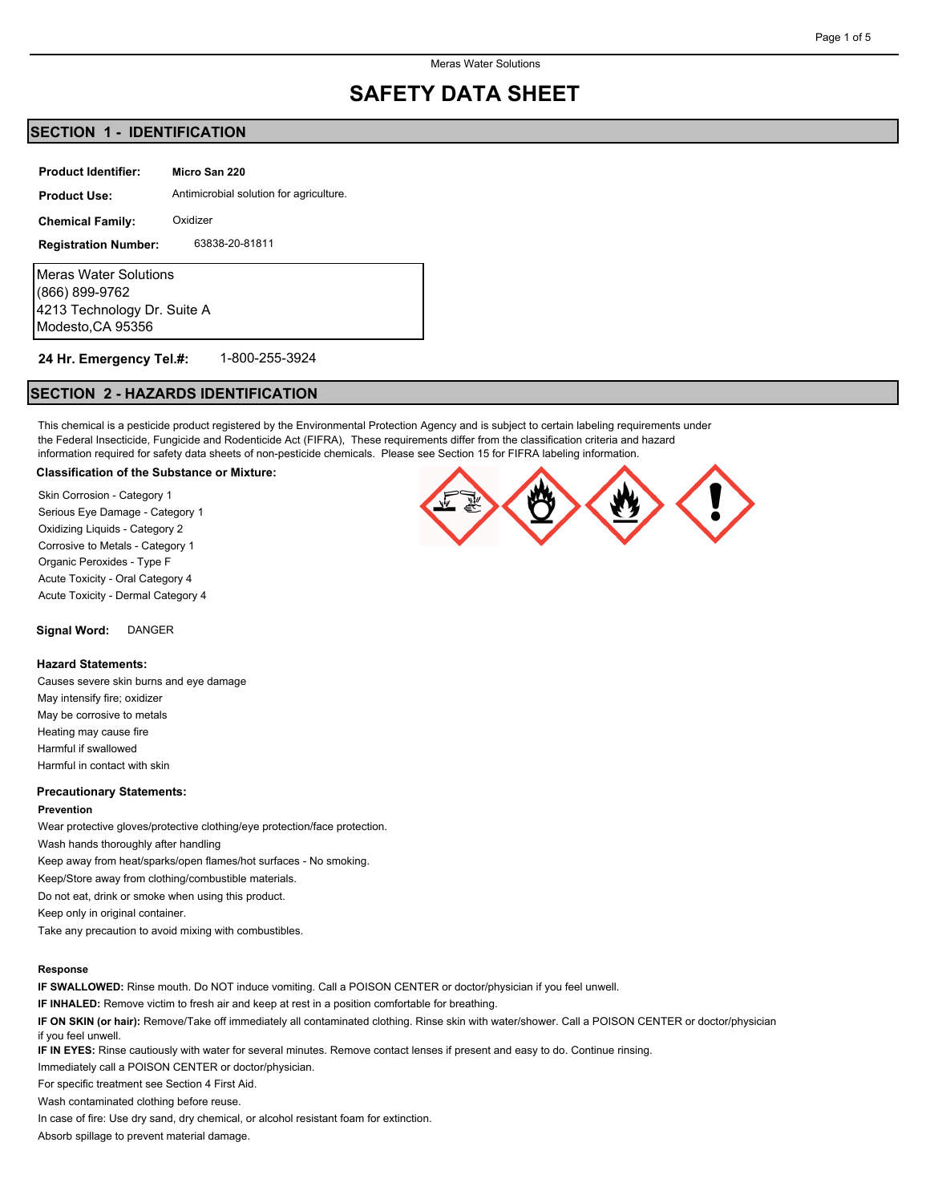Meras Water Solutions

# SAFETY DATA SHEET

## SECTION 1 - IDENTIFICATION

**Product Identifier:** **Micro San 220**

**Product Use:** Antimicrobial solution for agriculture.

**Chemical Family:** Oxidizer

**Registration Number:** 63838-20-81811

Meras Water Solutions
(866) 899-9762
4213 Technology Dr. Suite A
Modesto,CA 95356

**24 Hr. Emergency Tel.#:** 1-800-255-3924

## SECTION 2 - HAZARDS IDENTIFICATION

This chemical is a pesticide product registered by the Environmental Protection Agency and is subject to certain labeling requirements under the Federal Insecticide, Fungicide and Rodenticide Act (FIFRA), These requirements differ from the classification criteria and hazard information required for safety data sheets of non-pesticide chemicals. Please see Section 15 for FIFRA labeling information.

**Classification of the Substance or Mixture:**

Skin Corrosion - Category 1
Serious Eye Damage - Category 1
Oxidizing Liquids - Category 2
Corrosive to Metals - Category 1
Organic Peroxides - Type F
Acute Toxicity - Oral Category 4
Acute Toxicity - Dermal Category 4

**Signal Word:** DANGER

**Hazard Statements:**

Causes severe skin burns and eye damage
May intensify fire; oxidizer
May be corrosive to metals
Heating may cause fire
Harmful if swallowed
Harmful in contact with skin

**Precautionary Statements:**

**Prevention**

Wear protective gloves/protective clothing/eye protection/face protection.
Wash hands thoroughly after handling
Keep away from heat/sparks/open flames/hot surfaces - No smoking.
Keep/Store away from clothing/combustible materials.
Do not eat, drink or smoke when using this product.
Keep only in original container.
Take any precaution to avoid mixing with combustibles.

**Response**

**IF SWALLOWED:** Rinse mouth. Do NOT induce vomiting. Call a POISON CENTER or doctor/physician if you feel unwell.
**IF INHALED:** Remove victim to fresh air and keep at rest in a position comfortable for breathing.
**IF ON SKIN (or hair):** Remove/Take off immediately all contaminated clothing. Rinse skin with water/shower. Call a POISON CENTER or doctor/physician if you feel unwell.
**IF IN EYES:** Rinse cautiously with water for several minutes. Remove contact lenses if present and easy to do. Continue rinsing.
Immediately call a POISON CENTER or doctor/physician.
For specific treatment see Section 4 First Aid.
Wash contaminated clothing before reuse.
In case of fire: Use dry sand, dry chemical, or alcohol resistant foam for extinction.
Absorb spillage to prevent material damage.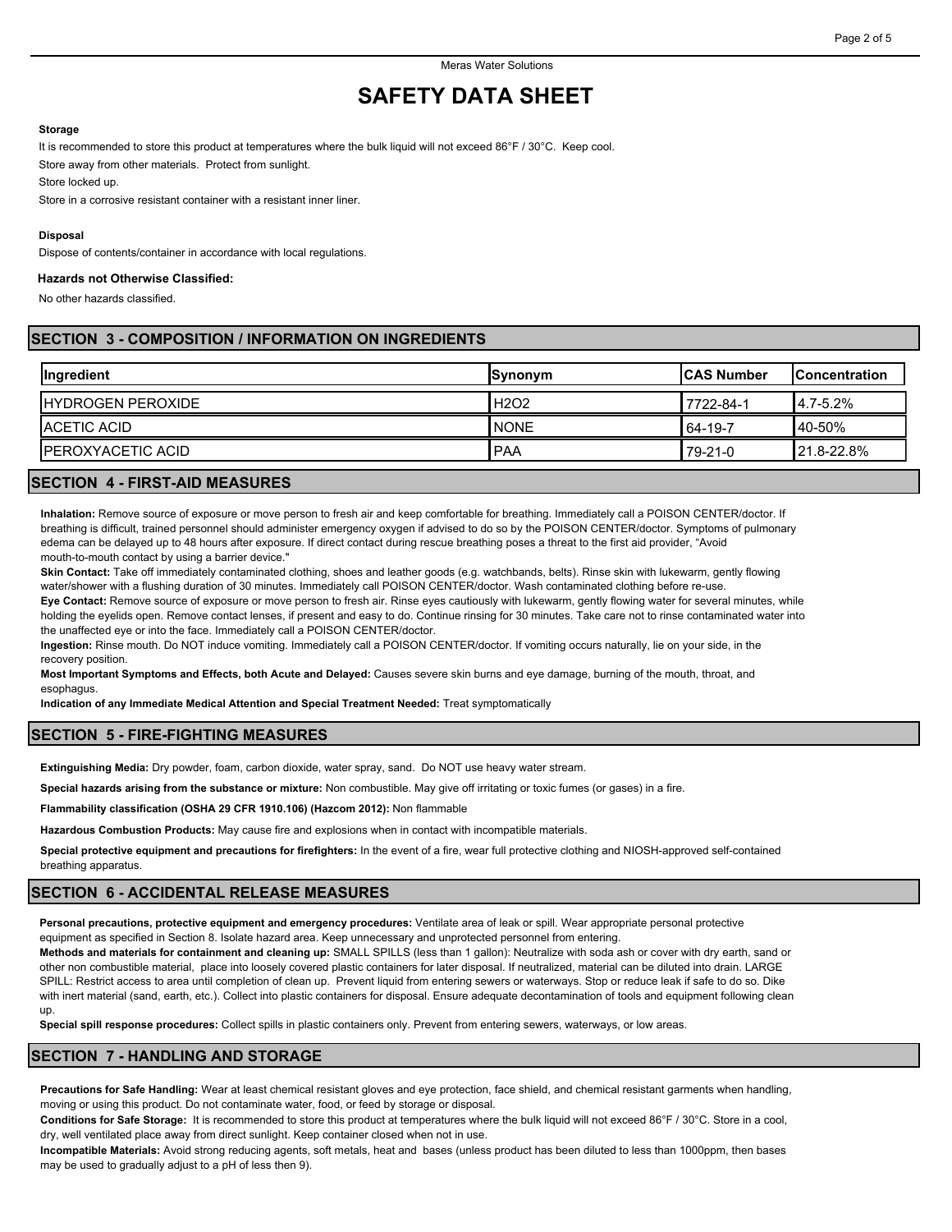# SAFETY DATA SHEET

**Storage**

It is recommended to store this product at temperatures where the bulk liquid will not exceed 86°F / 30°C. Keep cool.

Store away from other materials. Protect from sunlight.

Store locked up.

Store in a corrosive resistant container with a resistant inner liner.

**Disposal**

Dispose of contents/container in accordance with local regulations.

**Hazards not Otherwise Classified:**

No other hazards classified.

## SECTION 3 - COMPOSITION / INFORMATION ON INGREDIENTS

| Ingredient | Synonym | CAS Number | Concentration |
|---|---|---|---|
| HYDROGEN PEROXIDE | $H_2O_2$ | 7722-84-1 | 4.7-5.2% |
| ACETIC ACID | NONE | 64-19-7 | 40-50% |
| PEROXYACETIC ACID | PAA | 79-21-0 | 21.8-22.8% |

## SECTION 4 - FIRST-AID MEASURES

**Inhalation:** Remove source of exposure or move person to fresh air and keep comfortable for breathing. Immediately call a POISON CENTER/doctor. If breathing is difficult, trained personnel should administer emergency oxygen if advised to do so by the POISON CENTER/doctor. Symptoms of pulmonary edema can be delayed up to 48 hours after exposure. If direct contact during rescue breathing poses a threat to the first aid provider, "Avoid mouth-to-mouth contact by using a barrier device."

**Skin Contact:** Take off immediately contaminated clothing, shoes and leather goods (e.g. watchbands, belts). Rinse skin with lukewarm, gently flowing water/shower with a flushing duration of 30 minutes. Immediately call POISON CENTER/doctor. Wash contaminated clothing before re-use.

**Eye Contact:** Remove source of exposure or move person to fresh air. Rinse eyes cautiously with lukewarm, gently flowing water for several minutes, while holding the eyelids open. Remove contact lenses, if present and easy to do. Continue rinsing for 30 minutes. Take care not to rinse contaminated water into the unaffected eye or into the face. Immediately call a POISON CENTER/doctor.

**Ingestion:** Rinse mouth. Do NOT induce vomiting. Immediately call a POISON CENTER/doctor. If vomiting occurs naturally, lie on your side, in the recovery position.

**Most Important Symptoms and Effects, both Acute and Delayed:** Causes severe skin burns and eye damage, burning of the mouth, throat, and esophagus.

**Indication of any Immediate Medical Attention and Special Treatment Needed:** Treat symptomatically

## SECTION 5 - FIRE-FIGHTING MEASURES

**Extinguishing Media:** Dry powder, foam, carbon dioxide, water spray, sand. Do NOT use heavy water stream.

**Special hazards arising from the substance or mixture:** Non combustible. May give off irritating or toxic fumes (or gases) in a fire.

**Flammability classification (OSHA 29 CFR 1910.106) (Hazcom 2012):** Non flammable

**Hazardous Combustion Products:** May cause fire and explosions when in contact with incompatible materials.

**Special protective equipment and precautions for firefighters:** In the event of a fire, wear full protective clothing and NIOSH-approved self-contained breathing apparatus.

## SECTION 6 - ACCIDENTAL RELEASE MEASURES

**Personal precautions, protective equipment and emergency procedures:** Ventilate area of leak or spill. Wear appropriate personal protective equipment as specified in Section 8. Isolate hazard area. Keep unnecessary and unprotected personnel from entering.

**Methods and materials for containment and cleaning up:** SMALL SPILLS (less than 1 gallon): Neutralize with soda ash or cover with dry earth, sand or other non combustible material, place into loosely covered plastic containers for later disposal. If neutralized, material can be diluted into drain. LARGE SPILL: Restrict access to area until completion of clean up. Prevent liquid from entering sewers or waterways. Stop or reduce leak if safe to do so. Dike with inert material (sand, earth, etc.). Collect into plastic containers for disposal. Ensure adequate decontamination of tools and equipment following clean up.

**Special spill response procedures:** Collect spills in plastic containers only. Prevent from entering sewers, waterways, or low areas.

## SECTION 7 - HANDLING AND STORAGE

**Precautions for Safe Handling:** Wear at least chemical resistant gloves and eye protection, face shield, and chemical resistant garments when handling, moving or using this product. Do not contaminate water, food, or feed by storage or disposal.

**Conditions for Safe Storage:** It is recommended to store this product at temperatures where the bulk liquid will not exceed 86°F / 30°C. Store in a cool, dry, well ventilated place away from direct sunlight. Keep container closed when not in use.

**Incompatible Materials:** Avoid strong reducing agents, soft metals, heat and bases (unless product has been diluted to less than 1000ppm, then bases may be used to gradually adjust to a pH of less then 9).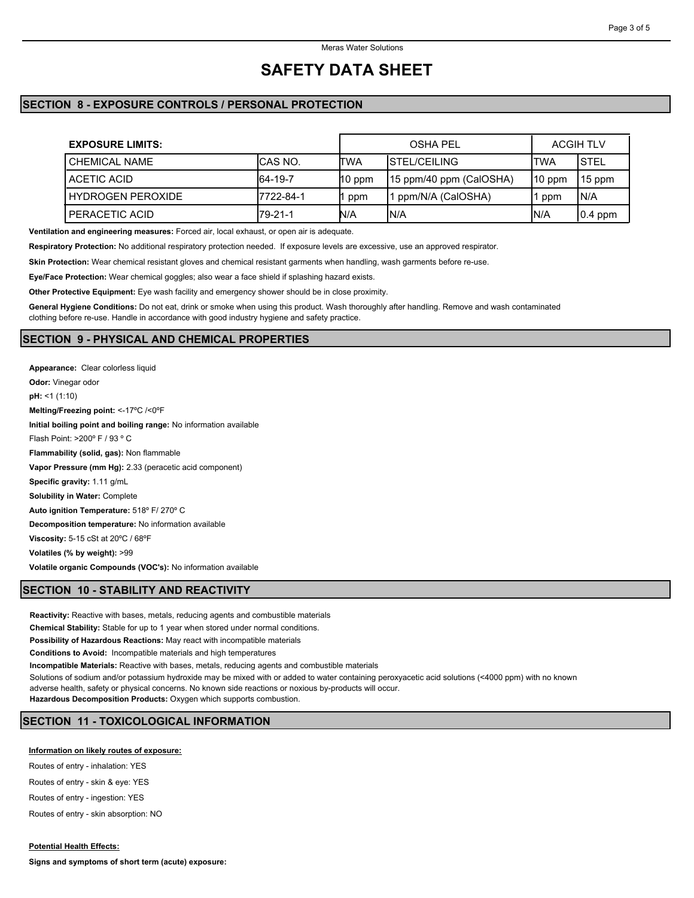Meras Water Solutions

# SAFETY DATA SHEET

## SECTION 8 - EXPOSURE CONTROLS / PERSONAL PROTECTION

| EXPOSURE LIMITS: | | OSHA PEL | | ACGIH TLV | |
|---|---|---|---|---|---|
| CHEMICAL NAME | CAS NO. | TWA | STEL/CEILING | TWA | STEL |
| ACETIC ACID | 64-19-7 | 10 ppm | 15 ppm/40 ppm (CalOSHA) | 10 ppm | 15 ppm |
| HYDROGEN PEROXIDE | 7722-84-1 | 1 ppm | 1 ppm/N/A (CalOSHA) | 1 ppm | N/A |
| PERACETIC ACID | 79-21-1 | N/A | N/A | N/A | 0.4 ppm |

**Ventilation and engineering measures:** Forced air, local exhaust, or open air is adequate.

**Respiratory Protection:** No additional respiratory protection needed. If exposure levels are excessive, use an approved respirator.

**Skin Protection:** Wear chemical resistant gloves and chemical resistant garments when handling, wash garments before re-use.

**Eye/Face Protection:** Wear chemical goggles; also wear a face shield if splashing hazard exists.

**Other Protective Equipment:** Eye wash facility and emergency shower should be in close proximity.

**General Hygiene Conditions:** Do not eat, drink or smoke when using this product. Wash thoroughly after handling. Remove and wash contaminated clothing before re-use. Handle in accordance with good industry hygiene and safety practice.

## SECTION 9 - PHYSICAL AND CHEMICAL PROPERTIES

**Appearance:** Clear colorless liquid

**Odor:** Vinegar odor

**pH:** <1 (1:10)

**Melting/Freezing point:** <-17ºC /<0ºF

**Initial boiling point and boiling range:** No information available

Flash Point: >200º F / 93 º C

**Flammability (solid, gas):** Non flammable

**Vapor Pressure (mm Hg):** 2.33 (peracetic acid component)

**Specific gravity:** 1.11 g/mL

**Solubility in Water:** Complete

**Auto ignition Temperature:** 518º F/ 270º C

**Decomposition temperature:** No information available

**Viscosity:** 5-15 cSt at 20ºC / 68ºF

**Volatiles (% by weight):** >99

**Volatile organic Compounds (VOC's):** No information available

## SECTION 10 - STABILITY AND REACTIVITY

**Reactivity:** Reactive with bases, metals, reducing agents and combustible materials

**Chemical Stability:** Stable for up to 1 year when stored under normal conditions.

**Possibility of Hazardous Reactions:** May react with incompatible materials

**Conditions to Avoid:** Incompatible materials and high temperatures

**Incompatible Materials:** Reactive with bases, metals, reducing agents and combustible materials

Solutions of sodium and/or potassium hydroxide may be mixed with or added to water containing peroxyacetic acid solutions (<4000 ppm) with no known adverse health, safety or physical concerns. No known side reactions or noxious by-products will occur.

**Hazardous Decomposition Products:** Oxygen which supports combustion.

## SECTION 11 - TOXICOLOGICAL INFORMATION

**Information on likely routes of exposure:**

Routes of entry - inhalation: YES

Routes of entry - skin & eye: YES

Routes of entry - ingestion: YES

Routes of entry - skin absorption: NO

**Potential Health Effects:**

**Signs and symptoms of short term (acute) exposure:**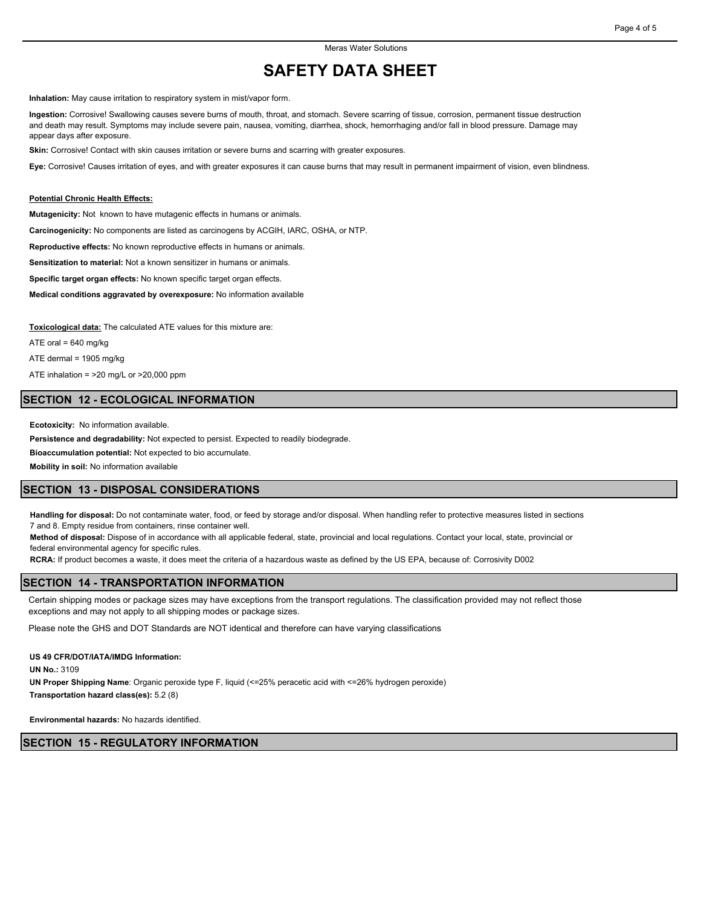**Inhalation:** May cause irritation to respiratory system in mist/vapor form.

**Ingestion:** Corrosive! Swallowing causes severe burns of mouth, throat, and stomach. Severe scarring of tissue, corrosion, permanent tissue destruction and death may result. Symptoms may include severe pain, nausea, vomiting, diarrhea, shock, hemorrhaging and/or fall in blood pressure. Damage may appear days after exposure.

**Skin:** Corrosive! Contact with skin causes irritation or severe burns and scarring with greater exposures.

**Eye:** Corrosive! Causes irritation of eyes, and with greater exposures it can cause burns that may result in permanent impairment of vision, even blindness.

**Potential Chronic Health Effects:**

**Mutagenicity:** Not known to have mutagenic effects in humans or animals.

**Carcinogenicity:** No components are listed as carcinogens by ACGIH, IARC, OSHA, or NTP.

**Reproductive effects:** No known reproductive effects in humans or animals.

**Sensitization to material:** Not a known sensitizer in humans or animals.

**Specific target organ effects:** No known specific target organ effects.

**Medical conditions aggravated by overexposure:** No information available

**Toxicological data:** The calculated ATE values for this mixture are:

ATE oral = 640 mg/kg

ATE dermal = 1905 mg/kg

ATE inhalation = >20 mg/L or >20,000 ppm

## SECTION 12 - ECOLOGICAL INFORMATION

**Ecotoxicity:** No information available.

**Persistence and degradability:** Not expected to persist. Expected to readily biodegrade.

**Bioaccumulation potential:** Not expected to bio accumulate.

**Mobility in soil:** No information available

## SECTION 13 - DISPOSAL CONSIDERATIONS

**Handling for disposal:** Do not contaminate water, food, or feed by storage and/or disposal. When handling refer to protective measures listed in sections 7 and 8. Empty residue from containers, rinse container well.

**Method of disposal:** Dispose of in accordance with all applicable federal, state, provincial and local regulations. Contact your local, state, provincial or federal environmental agency for specific rules.

**RCRA:** If product becomes a waste, it does meet the criteria of a hazardous waste as defined by the US EPA, because of: Corrosivity D002

## SECTION 14 - TRANSPORTATION INFORMATION

Certain shipping modes or package sizes may have exceptions from the transport regulations. The classification provided may not reflect those exceptions and may not apply to all shipping modes or package sizes.

Please note the GHS and DOT Standards are NOT identical and therefore can have varying classifications

**US 49 CFR/DOT/IATA/IMDG Information:**

**UN No.:** 3109

**UN Proper Shipping Name**: Organic peroxide type F, liquid (<=25% peracetic acid with <=26% hydrogen peroxide)

**Transportation hazard class(es):** 5.2 (8)

**Environmental hazards:** No hazards identified.

## SECTION 15 - REGULATORY INFORMATION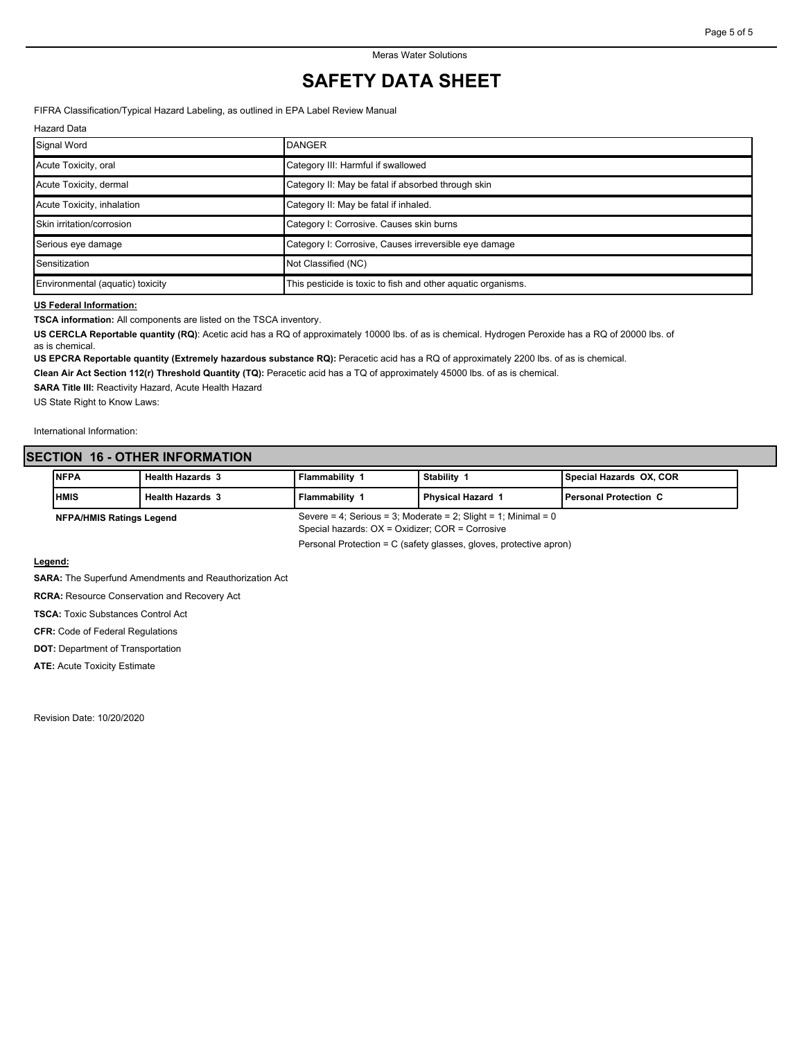FIFRA Classification/Typical Hazard Labeling, as outlined in EPA Label Review Manual

Hazard Data

| | |
|---|---|
| Signal Word | DANGER |
| Acute Toxicity, oral | Category III: Harmful if swallowed |
| Acute Toxicity, dermal | Category II: May be fatal if absorbed through skin |
| Acute Toxicity, inhalation | Category II: May be fatal if inhaled. |
| Skin irritation/corrosion | Category I: Corrosive. Causes skin burns |
| Serious eye damage | Category I: Corrosive, Causes irreversible eye damage |
| Sensitization | Not Classified (NC) |
| Environmental (aquatic) toxicity | This pesticide is toxic to fish and other aquatic organisms. |

**US Federal Information:**

**TSCA information:** All components are listed on the TSCA inventory.

**US CERCLA Reportable quantity (RQ)**: Acetic acid has a RQ of approximately 10000 lbs. of as is chemical. Hydrogen Peroxide has a RQ of 20000 lbs. of as is chemical.

**US EPCRA Reportable quantity (Extremely hazardous substance RQ):** Peracetic acid has a RQ of approximately 2200 lbs. of as is chemical.

**Clean Air Act Section 112(r) Threshold Quantity (TQ):** Peracetic acid has a TQ of approximately 45000 lbs. of as is chemical.

**SARA Title III:** Reactivity Hazard, Acute Health Hazard

US State Right to Know Laws:

International Information:

## SECTION 16 - OTHER INFORMATION

| | | | | |
|---|---|---|---|---|
| **NFPA** | **Health Hazards 3** | **Flammability 1** | **Stability 1** | **Special Hazards OX, COR** |
| **HMIS** | **Health Hazards 3** | **Flammability 1** | **Physical Hazard 1** | **Personal Protection C** |

**NFPA/HMIS Ratings Legend**

Severe = 4; Serious = 3; Moderate = 2; Slight = 1; Minimal = 0
Special hazards: OX = Oxidizer; COR = Corrosive

Personal Protection = C (safety glasses, gloves, protective apron)

**Legend:**

**SARA:** The Superfund Amendments and Reauthorization Act

**RCRA:** Resource Conservation and Recovery Act

**TSCA:** Toxic Substances Control Act

**CFR:** Code of Federal Regulations

**DOT:** Department of Transportation

**ATE:** Acute Toxicity Estimate

Revision Date: 10/20/2020